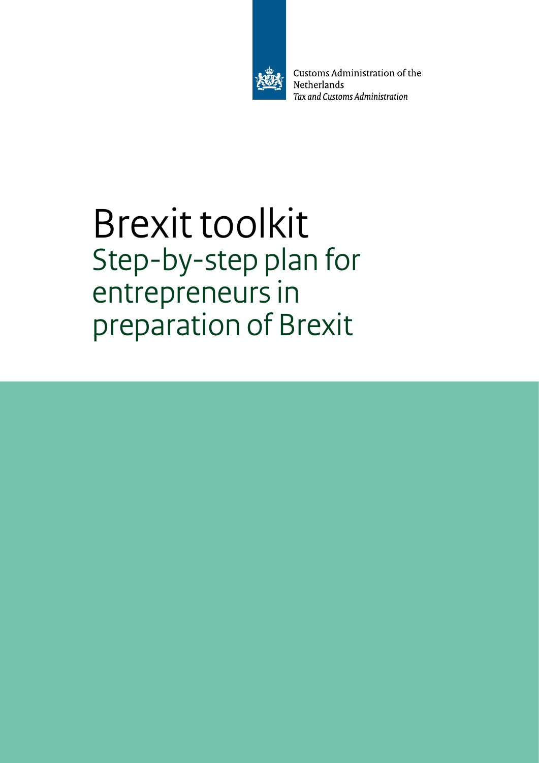Customs Administration of the Netherlands
*Tax and Customs Administration*

# Brexit toolkit

## Step-by-step plan for entrepreneurs in preparation of Brexit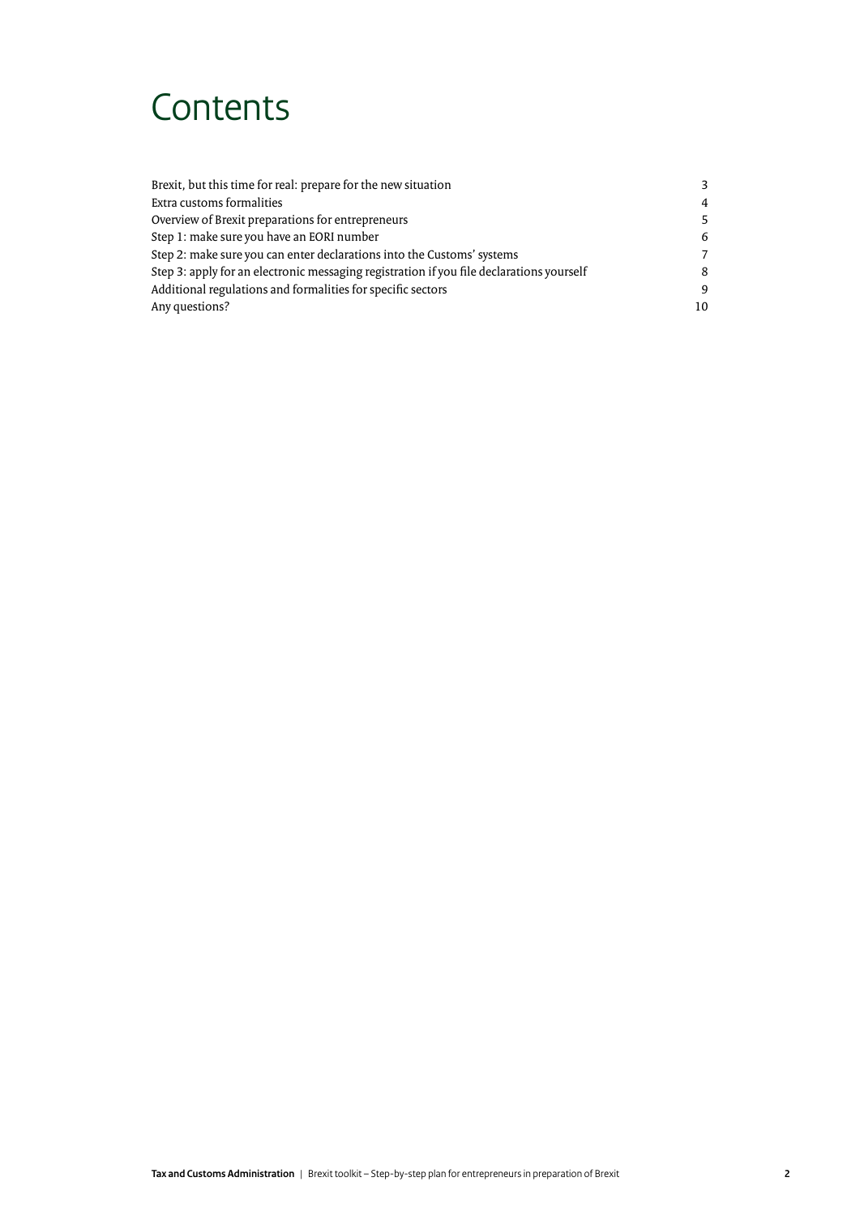# Contents

| | |
|---|---|
| Brexit, but this time for real: prepare for the new situation | 3 |
| Extra customs formalities | 4 |
| Overview of Brexit preparations for entrepreneurs | 5 |
| Step 1: make sure you have an EORI number | 6 |
| Step 2: make sure you can enter declarations into the Customs' systems | 7 |
| Step 3: apply for an electronic messaging registration if you file declarations yourself | 8 |
| Additional regulations and formalities for specific sectors | 9 |
| Any questions? | 10 |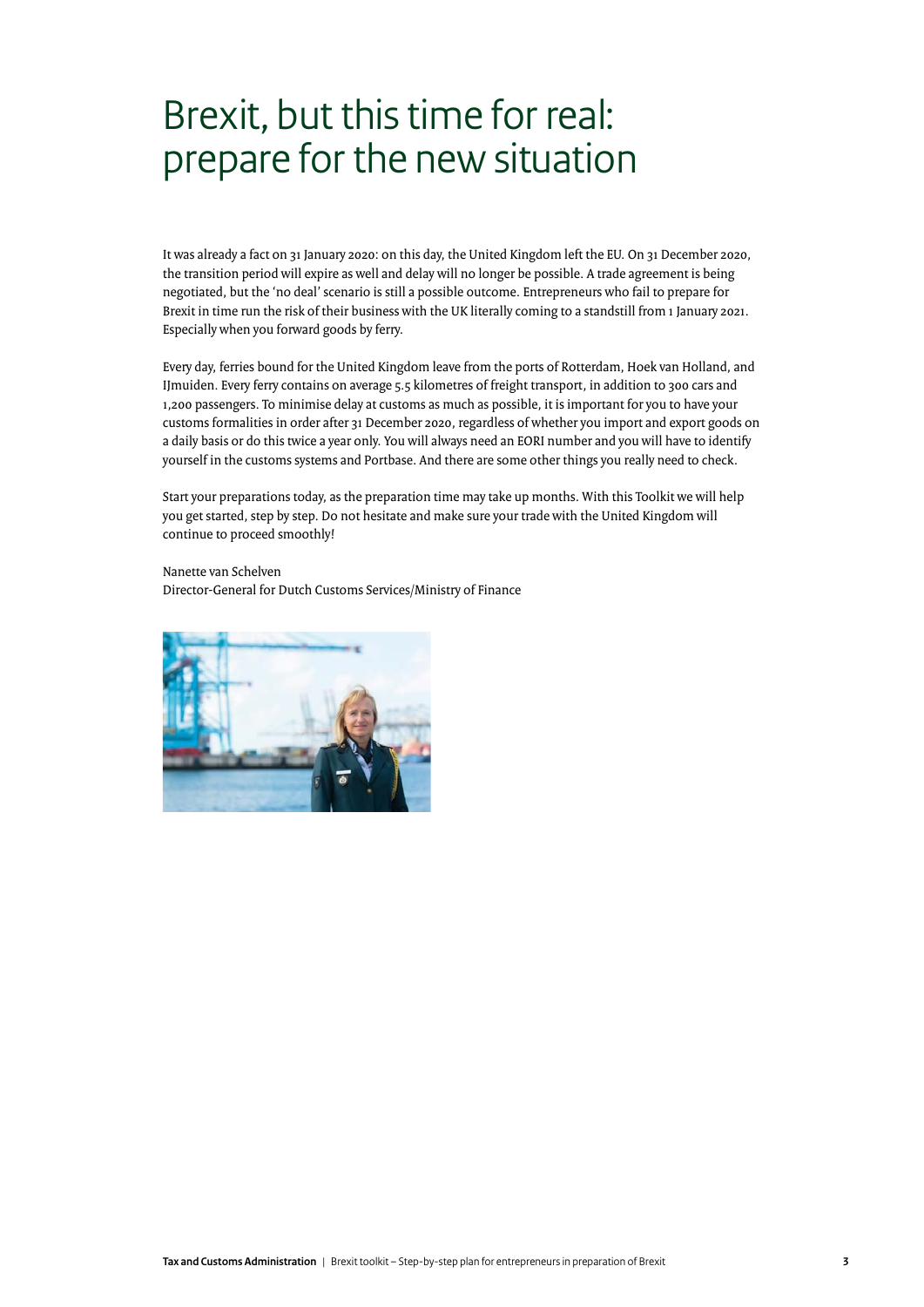# Brexit, but this time for real: prepare for the new situation

It was already a fact on 31 January 2020: on this day, the United Kingdom left the EU. On 31 December 2020, the transition period will expire as well and delay will no longer be possible. A trade agreement is being negotiated, but the 'no deal' scenario is still a possible outcome. Entrepreneurs who fail to prepare for Brexit in time run the risk of their business with the UK literally coming to a standstill from 1 January 2021. Especially when you forward goods by ferry.

Every day, ferries bound for the United Kingdom leave from the ports of Rotterdam, Hoek van Holland, and IJmuiden. Every ferry contains on average 5.5 kilometres of freight transport, in addition to 300 cars and 1,200 passengers. To minimise delay at customs as much as possible, it is important for you to have your customs formalities in order after 31 December 2020, regardless of whether you import and export goods on a daily basis or do this twice a year only. You will always need an EORI number and you will have to identify yourself in the customs systems and Portbase. And there are some other things you really need to check.

Start your preparations today, as the preparation time may take up months. With this Toolkit we will help you get started, step by step. Do not hesitate and make sure your trade with the United Kingdom will continue to proceed smoothly!

Nanette van Schelven
Director-General for Dutch Customs Services/Ministry of Finance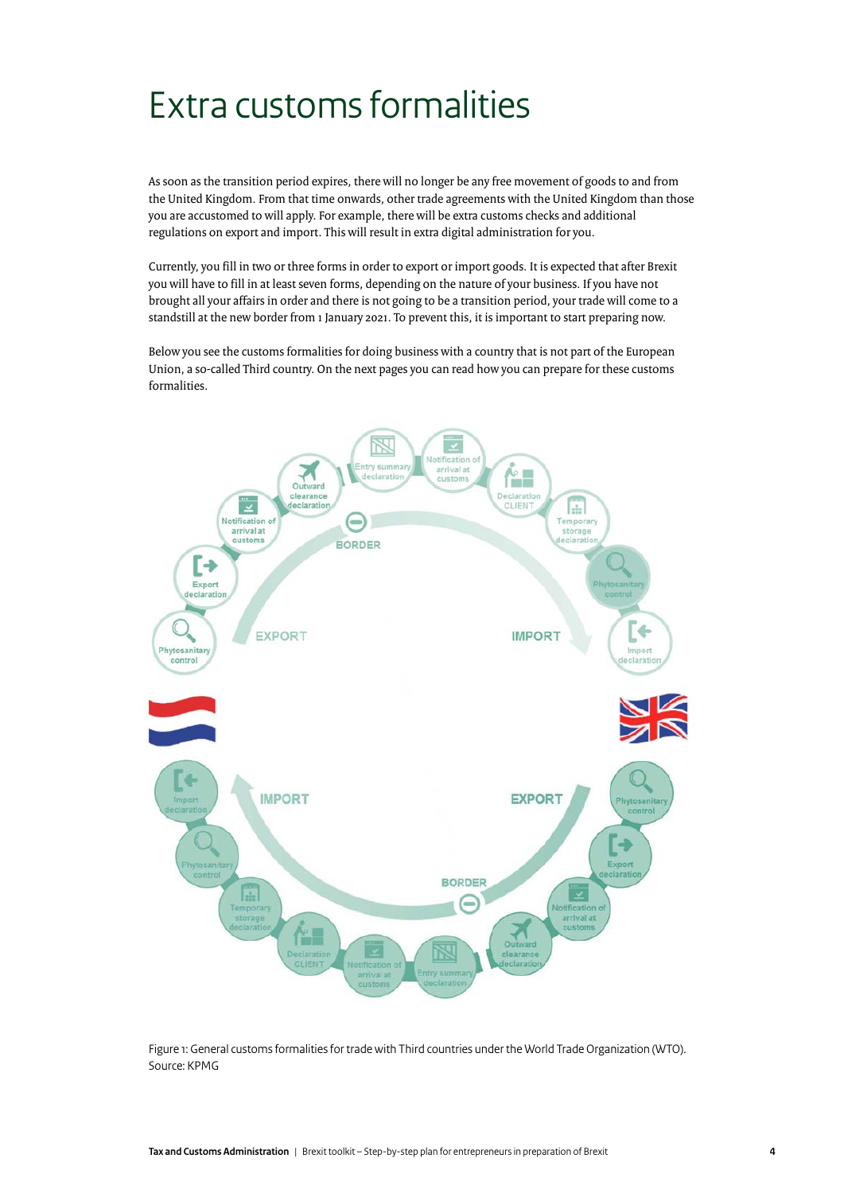# Extra customs formalities

As soon as the transition period expires, there will no longer be any free movement of goods to and from the United Kingdom. From that time onwards, other trade agreements with the United Kingdom than those you are accustomed to will apply. For example, there will be extra customs checks and additional regulations on export and import. This will result in extra digital administration for you.

Currently, you fill in two or three forms in order to export or import goods. It is expected that after Brexit you will have to fill in at least seven forms, depending on the nature of your business. If you have not brought all your affairs in order and there is not going to be a transition period, your trade will come to a standstill at the new border from 1 January 2021. To prevent this, it is important to start preparing now.

Below you see the customs formalities for doing business with a country that is not part of the European Union, a so-called Third country. On the next pages you can read how you can prepare for these customs formalities.

Figure 1: General customs formalities for trade with Third countries under the World Trade Organization (WTO). Source: KPMG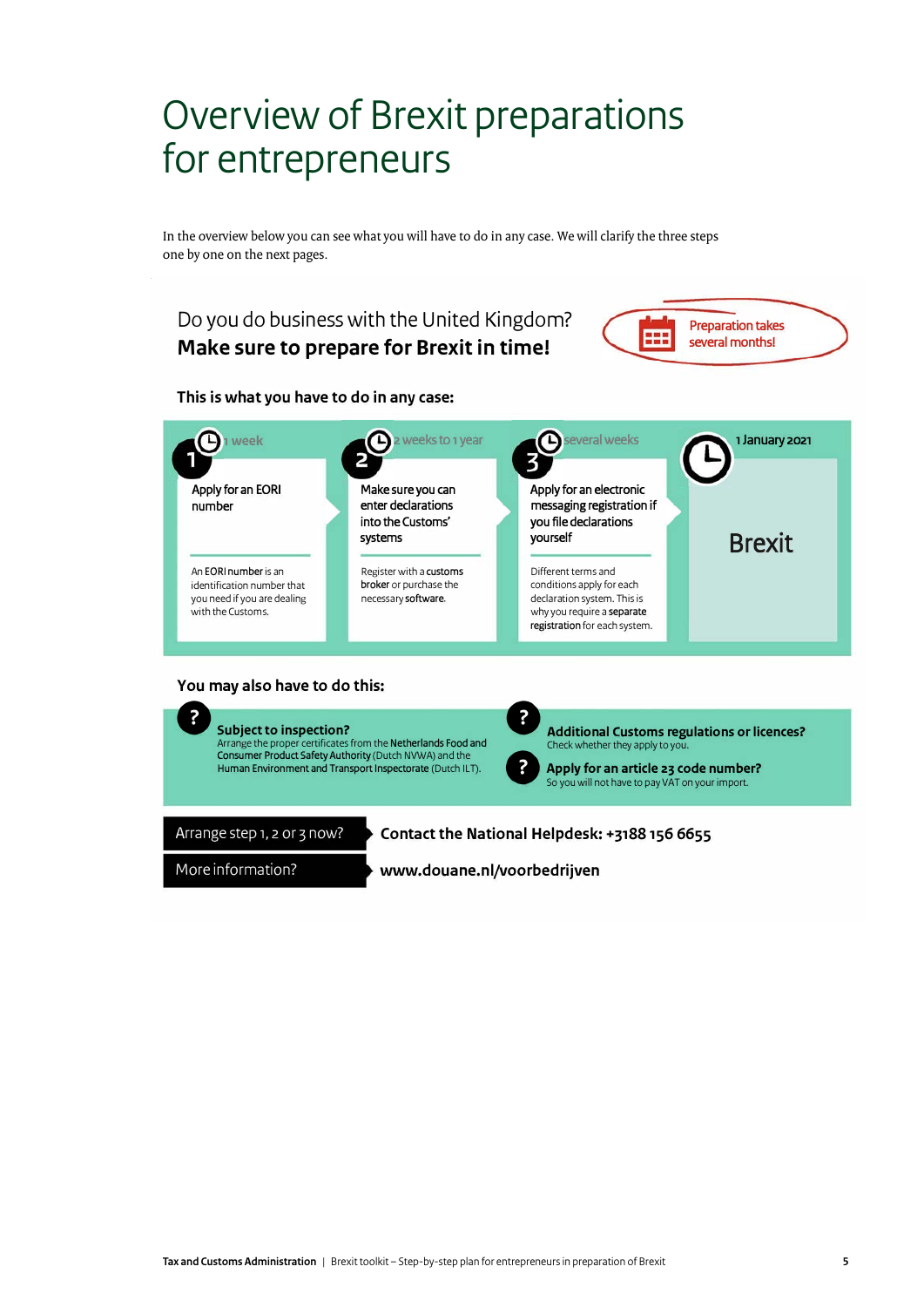# Overview of Brexit preparations for entrepreneurs

In the overview below you can see what you will have to do in any case. We will clarify the three steps one by one on the next pages.

Do you do business with the United Kingdom?
**Make sure to prepare for Brexit in time!**

Preparation takes several months!

**This is what you have to do in any case:**

**1** — 1 week

Apply for an EORI number

An **EORI number** is an identification number that you need if you are dealing with the Customs.

**2** — 2 weeks to 1 year

Make sure you can enter declarations into the Customs' systems

Register with a **customs broker** or purchase the necessary **software**.

**3** — several weeks

Apply for an electronic messaging registration if you file declarations yourself

Different terms and conditions apply for each declaration system. This is why you require a **separate registration** for each system.

1 January 2021

**Brexit**

**You may also have to do this:**

**Subject to inspection?**
Arrange the proper certificates from the **Netherlands Food and Consumer Product Safety Authority** (Dutch NVWA) and the **Human Environment and Transport Inspectorate** (Dutch ILT).

**Additional Customs regulations or licences?**
Check whether they apply to you.

**Apply for an article 23 code number?**
So you will not have to pay VAT on your import.

| | |
|---|---|
| Arrange step 1, 2 or 3 now? | **Contact the National Helpdesk: +3188 156 6655** |
| More information? | **www.douane.nl/voorbedrijven** |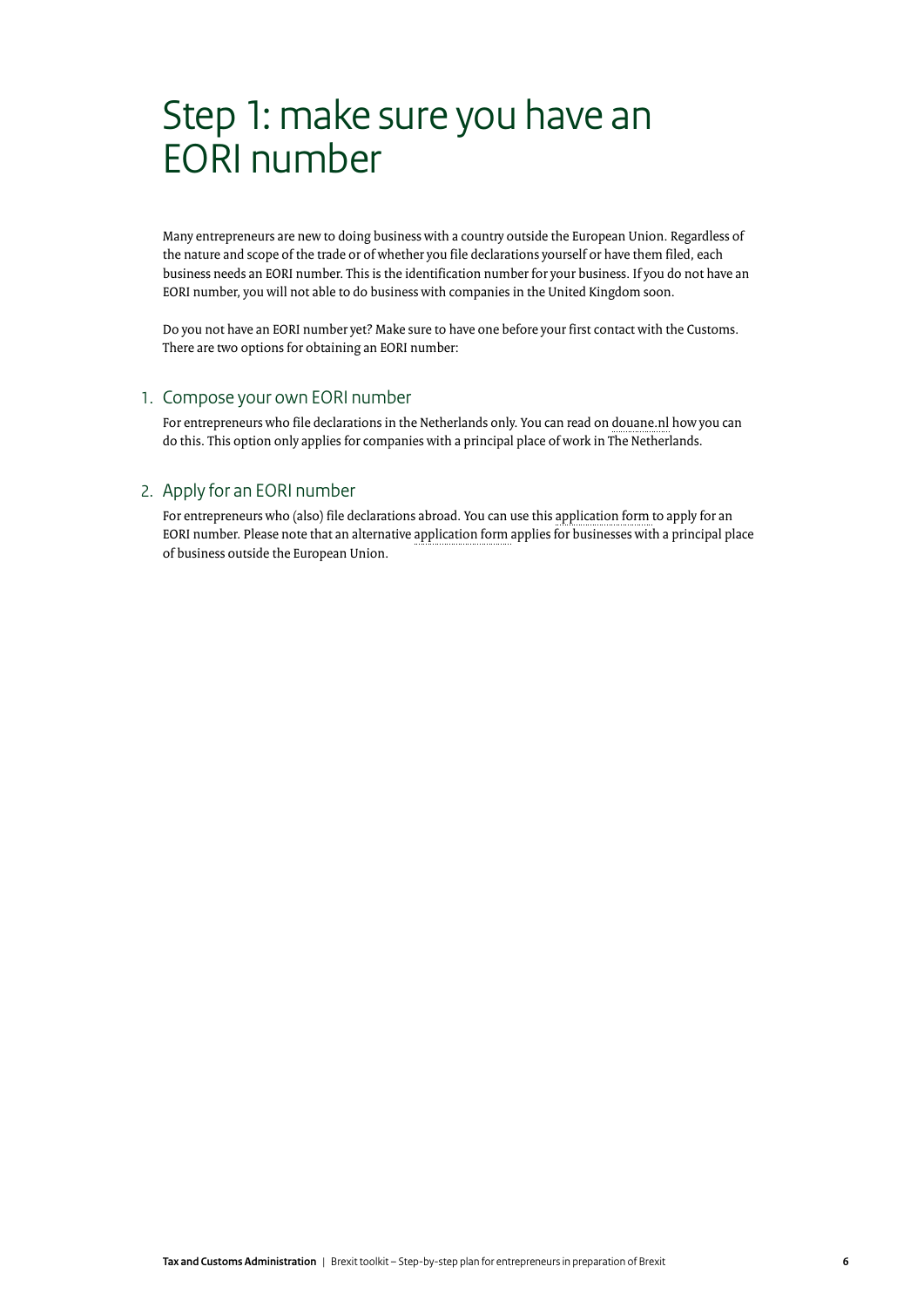# Step 1: make sure you have an EORI number

Many entrepreneurs are new to doing business with a country outside the European Union. Regardless of the nature and scope of the trade or of whether you file declarations yourself or have them filed, each business needs an EORI number. This is the identification number for your business. If you do not have an EORI number, you will not able to do business with companies in the United Kingdom soon.

Do you not have an EORI number yet? Make sure to have one before your first contact with the Customs. There are two options for obtaining an EORI number:

## 1. Compose your own EORI number

For entrepreneurs who file declarations in the Netherlands only. You can read on douane.nl how you can do this. This option only applies for companies with a principal place of work in The Netherlands.

## 2. Apply for an EORI number

For entrepreneurs who (also) file declarations abroad. You can use this application form to apply for an EORI number. Please note that an alternative application form applies for businesses with a principal place of business outside the European Union.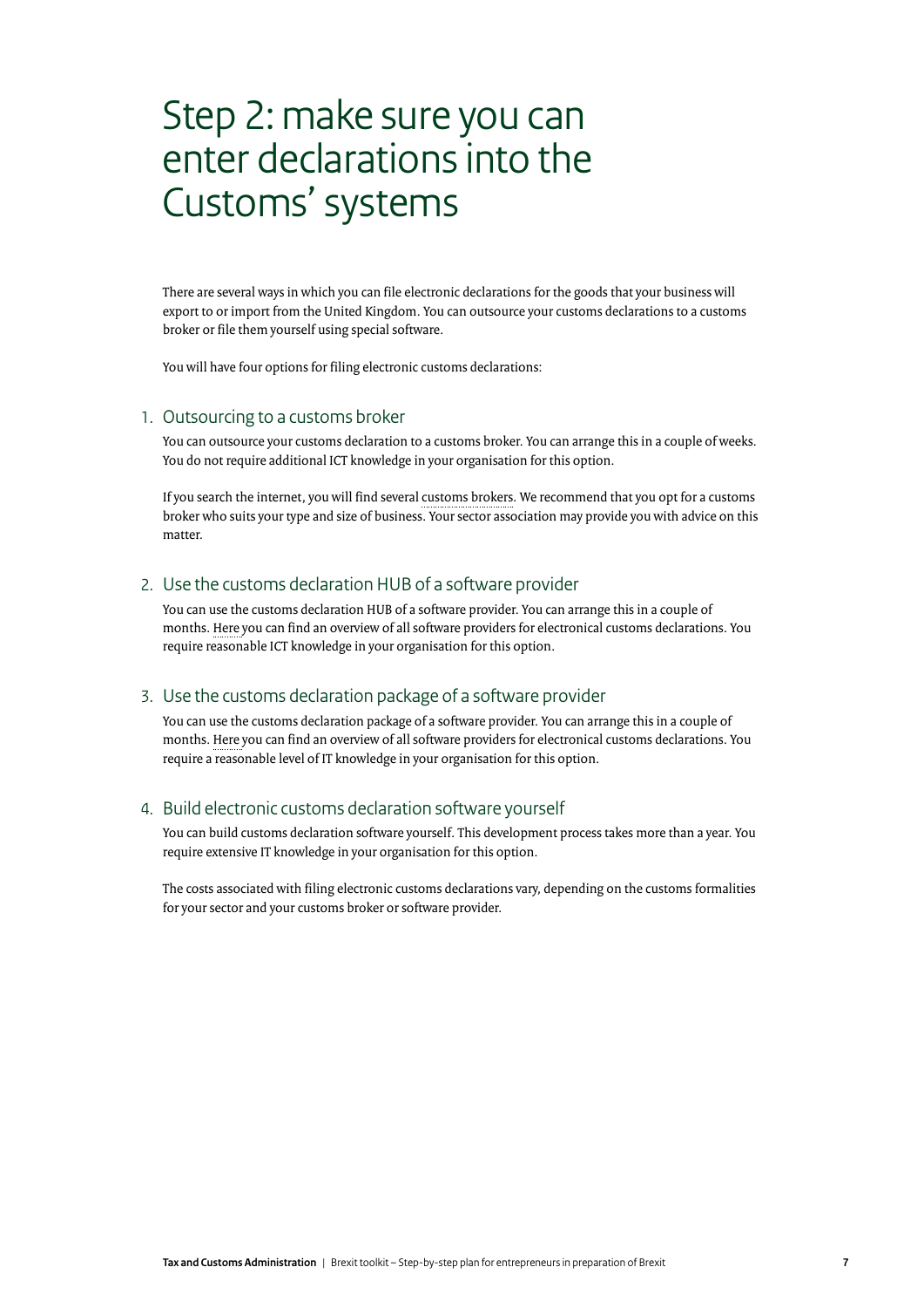# Step 2: make sure you can enter declarations into the Customs' systems

There are several ways in which you can file electronic declarations for the goods that your business will export to or import from the United Kingdom. You can outsource your customs declarations to a customs broker or file them yourself using special software.

You will have four options for filing electronic customs declarations:

## 1. Outsourcing to a customs broker

You can outsource your customs declaration to a customs broker. You can arrange this in a couple of weeks. You do not require additional ICT knowledge in your organisation for this option.

If you search the internet, you will find several customs brokers. We recommend that you opt for a customs broker who suits your type and size of business. Your sector association may provide you with advice on this matter.

## 2. Use the customs declaration HUB of a software provider

You can use the customs declaration HUB of a software provider. You can arrange this in a couple of months. Here you can find an overview of all software providers for electronical customs declarations. You require reasonable ICT knowledge in your organisation for this option.

## 3. Use the customs declaration package of a software provider

You can use the customs declaration package of a software provider. You can arrange this in a couple of months. Here you can find an overview of all software providers for electronical customs declarations. You require a reasonable level of IT knowledge in your organisation for this option.

## 4. Build electronic customs declaration software yourself

You can build customs declaration software yourself. This development process takes more than a year. You require extensive IT knowledge in your organisation for this option.

The costs associated with filing electronic customs declarations vary, depending on the customs formalities for your sector and your customs broker or software provider.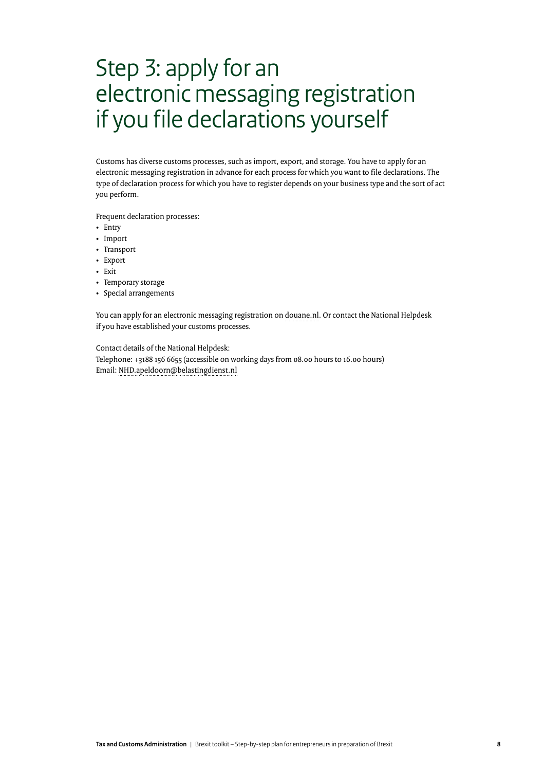# Step 3: apply for an electronic messaging registration if you file declarations yourself

Customs has diverse customs processes, such as import, export, and storage. You have to apply for an electronic messaging registration in advance for each process for which you want to file declarations. The type of declaration process for which you have to register depends on your business type and the sort of act you perform.

Frequent declaration processes:

- Entry
- Import
- Transport
- Export
- Exit
- Temporary storage
- Special arrangements

You can apply for an electronic messaging registration on douane.nl. Or contact the National Helpdesk if you have established your customs processes.

Contact details of the National Helpdesk:
Telephone: +3188 156 6655 (accessible on working days from 08.00 hours to 16.00 hours)
Email: NHD.apeldoorn@belastingdienst.nl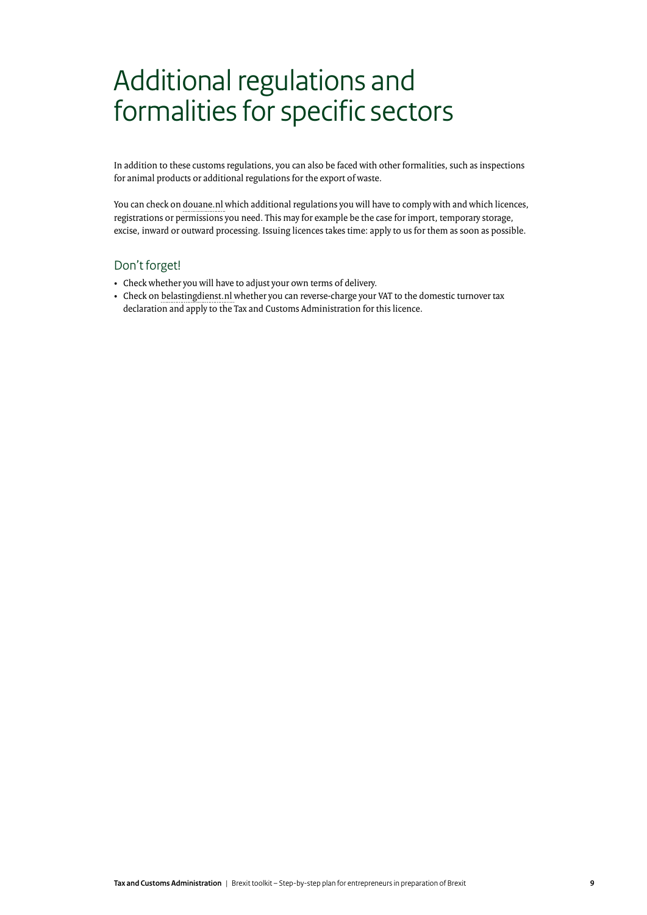# Additional regulations and formalities for specific sectors

In addition to these customs regulations, you can also be faced with other formalities, such as inspections for animal products or additional regulations for the export of waste.

You can check on douane.nl which additional regulations you will have to comply with and which licences, registrations or permissions you need. This may for example be the case for import, temporary storage, excise, inward or outward processing. Issuing licences takes time: apply to us for them as soon as possible.

## Don't forget!

- Check whether you will have to adjust your own terms of delivery.
- Check on belastingdienst.nl whether you can reverse-charge your VAT to the domestic turnover tax declaration and apply to the Tax and Customs Administration for this licence.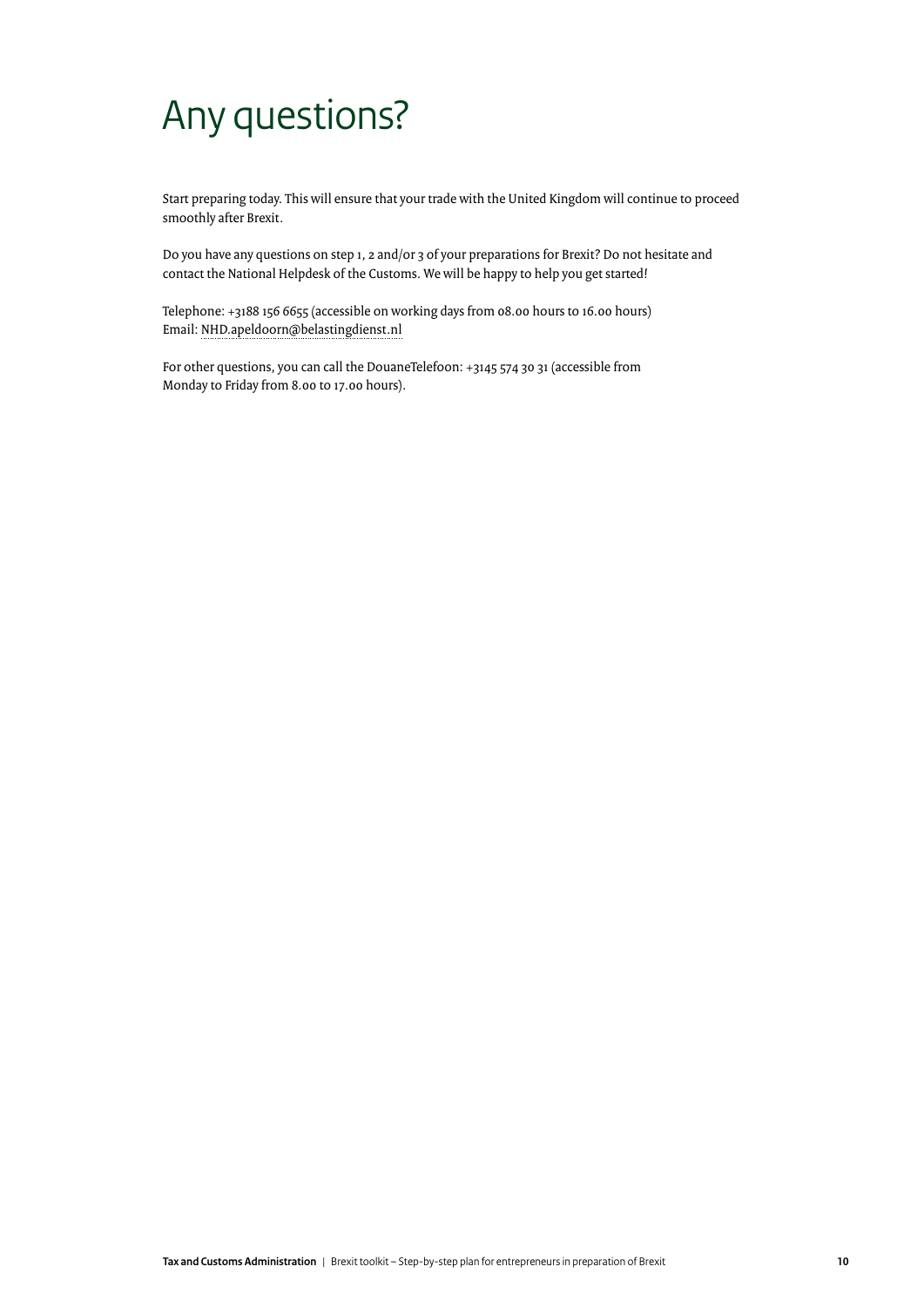# Any questions?

Start preparing today. This will ensure that your trade with the United Kingdom will continue to proceed smoothly after Brexit.

Do you have any questions on step 1, 2 and/or 3 of your preparations for Brexit? Do not hesitate and contact the National Helpdesk of the Customs. We will be happy to help you get started!

Telephone: +3188 156 6655 (accessible on working days from 08.00 hours to 16.00 hours)
Email: NHD.apeldoorn@belastingdienst.nl

For other questions, you can call the DouaneTelefoon: +3145 574 30 31 (accessible from Monday to Friday from 8.00 to 17.00 hours).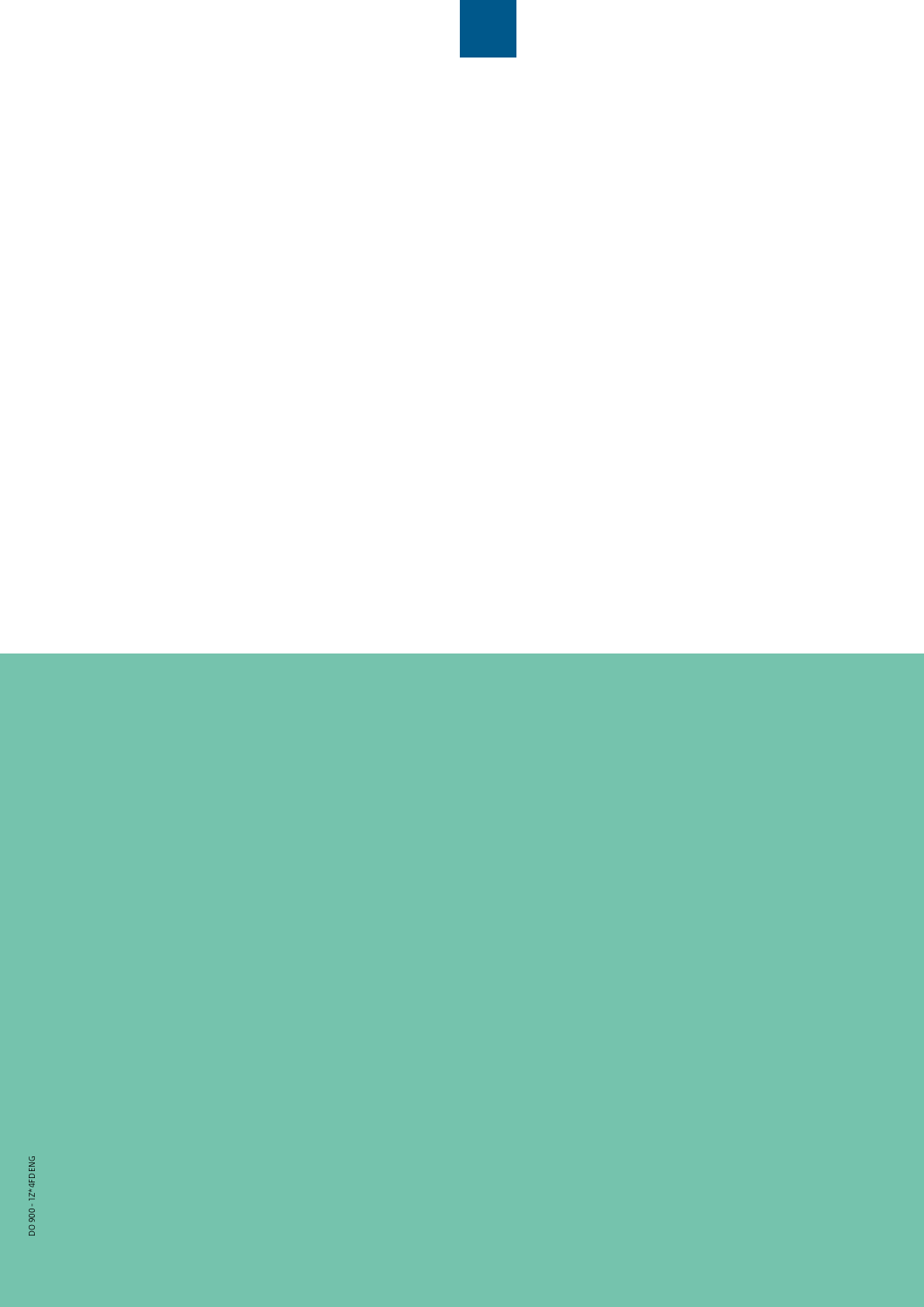DO 900 - 1Z*4FD ENG